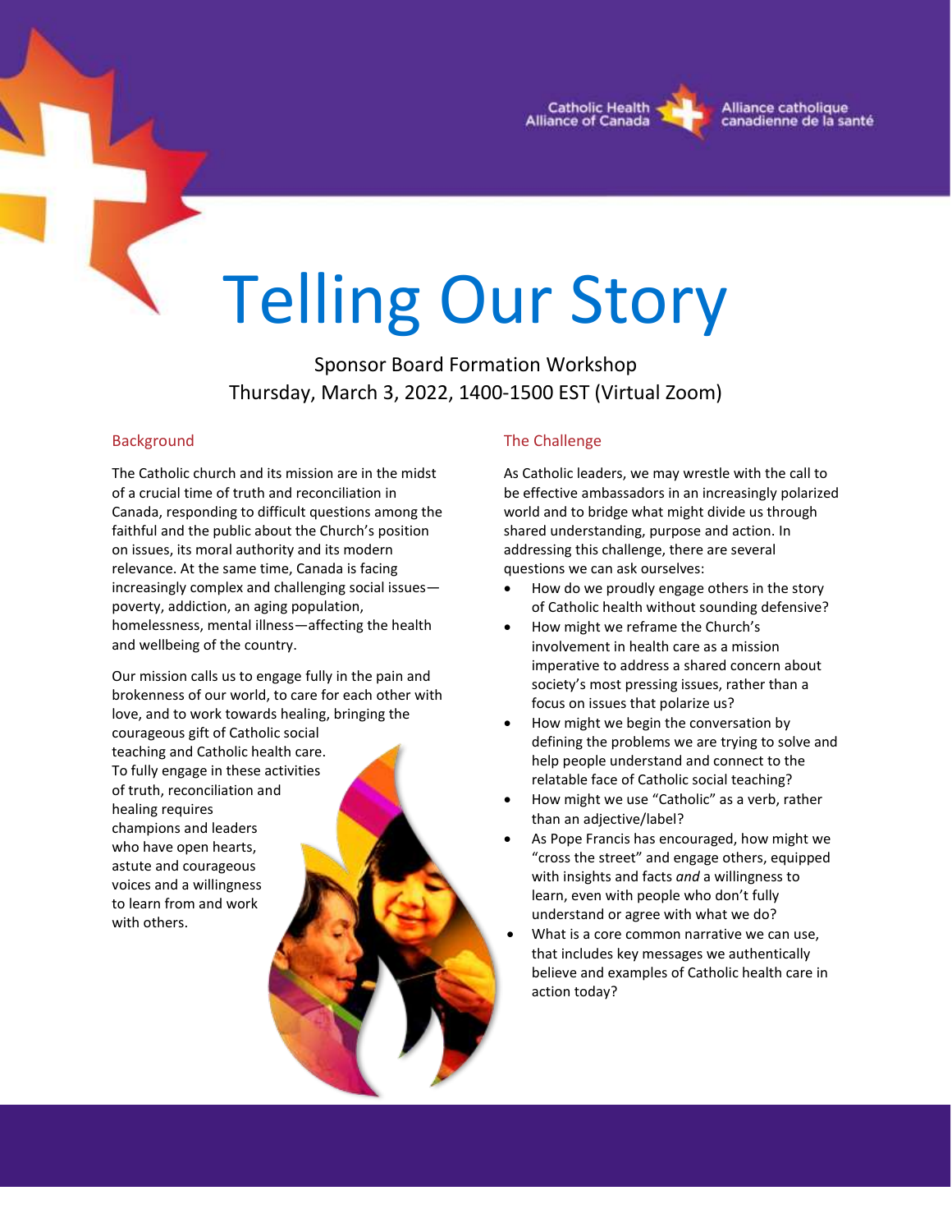Catholic Health Alliance of Canada

Alliance catholique canadienne de la santé

# Telling Our Story

Sponsor Board Formation Workshop
Thursday, March 3, 2022, 1400-1500 EST (Virtual Zoom)

## Background

The Catholic church and its mission are in the midst of a crucial time of truth and reconciliation in Canada, responding to difficult questions among the faithful and the public about the Church's position on issues, its moral authority and its modern relevance. At the same time, Canada is facing increasingly complex and challenging social issues—poverty, addiction, an aging population, homelessness, mental illness—affecting the health and wellbeing of the country.

Our mission calls us to engage fully in the pain and brokenness of our world, to care for each other with love, and to work towards healing, bringing the courageous gift of Catholic social teaching and Catholic health care. To fully engage in these activities of truth, reconciliation and healing requires champions and leaders who have open hearts, astute and courageous voices and a willingness to learn from and work with others.

## The Challenge

As Catholic leaders, we may wrestle with the call to be effective ambassadors in an increasingly polarized world and to bridge what might divide us through shared understanding, purpose and action. In addressing this challenge, there are several questions we can ask ourselves:

- How do we proudly engage others in the story of Catholic health without sounding defensive?
- How might we reframe the Church's involvement in health care as a mission imperative to address a shared concern about society's most pressing issues, rather than a focus on issues that polarize us?
- How might we begin the conversation by defining the problems we are trying to solve and help people understand and connect to the relatable face of Catholic social teaching?
- How might we use "Catholic" as a verb, rather than an adjective/label?
- As Pope Francis has encouraged, how might we "cross the street" and engage others, equipped with insights and facts *and* a willingness to learn, even with people who don't fully understand or agree with what we do?
- What is a core common narrative we can use, that includes key messages we authentically believe and examples of Catholic health care in action today?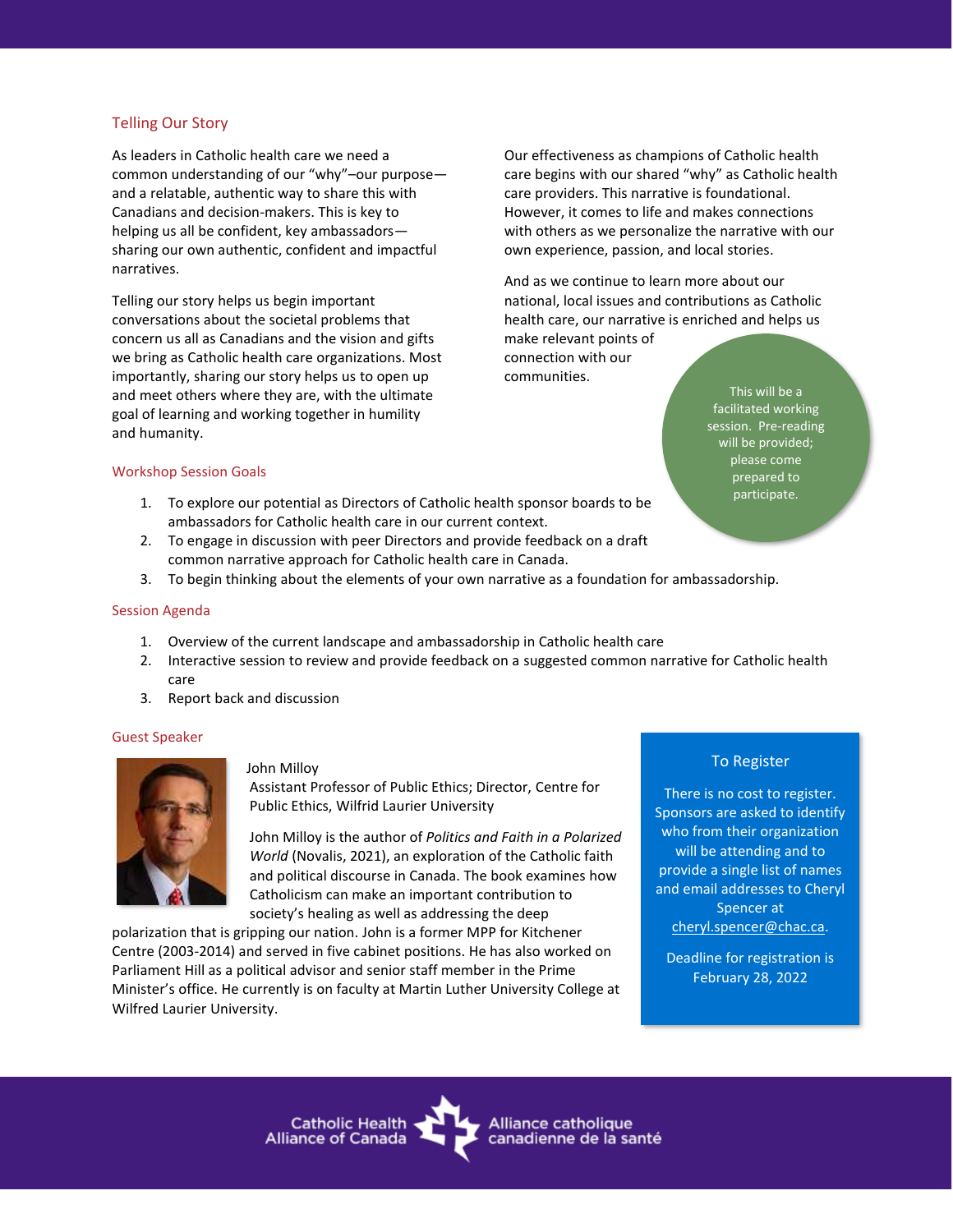## Telling Our Story

As leaders in Catholic health care we need a common understanding of our "why"–our purpose—and a relatable, authentic way to share this with Canadians and decision-makers. This is key to helping us all be confident, key ambassadors—sharing our own authentic, confident and impactful narratives.

Telling our story helps us begin important conversations about the societal problems that concern us all as Canadians and the vision and gifts we bring as Catholic health care organizations. Most importantly, sharing our story helps us to open up and meet others where they are, with the ultimate goal of learning and working together in humility and humanity.

Our effectiveness as champions of Catholic health care begins with our shared "why" as Catholic health care providers. This narrative is foundational. However, it comes to life and makes connections with others as we personalize the narrative with our own experience, passion, and local stories.

And as we continue to learn more about our national, local issues and contributions as Catholic health care, our narrative is enriched and helps us make relevant points of connection with our communities.

This will be a facilitated working session. Pre-reading will be provided; please come prepared to participate.

## Workshop Session Goals

1. To explore our potential as Directors of Catholic health sponsor boards to be ambassadors for Catholic health care in our current context.
2. To engage in discussion with peer Directors and provide feedback on a draft common narrative approach for Catholic health care in Canada.
3. To begin thinking about the elements of your own narrative as a foundation for ambassadorship.

## Session Agenda

1. Overview of the current landscape and ambassadorship in Catholic health care
2. Interactive session to review and provide feedback on a suggested common narrative for Catholic health care
3. Report back and discussion

## Guest Speaker

John Milloy
Assistant Professor of Public Ethics; Director, Centre for Public Ethics, Wilfrid Laurier University

John Milloy is the author of *Politics and Faith in a Polarized World* (Novalis, 2021), an exploration of the Catholic faith and political discourse in Canada. The book examines how Catholicism can make an important contribution to society's healing as well as addressing the deep polarization that is gripping our nation. John is a former MPP for Kitchener Centre (2003-2014) and served in five cabinet positions. He has also worked on Parliament Hill as a political advisor and senior staff member in the Prime Minister's office. He currently is on faculty at Martin Luther University College at Wilfred Laurier University.

### To Register

There is no cost to register. Sponsors are asked to identify who from their organization will be attending and to provide a single list of names and email addresses to Cheryl Spencer at cheryl.spencer@chac.ca.

Deadline for registration is February 28, 2022

Catholic Health Alliance of Canada / Alliance catholique canadienne de la santé